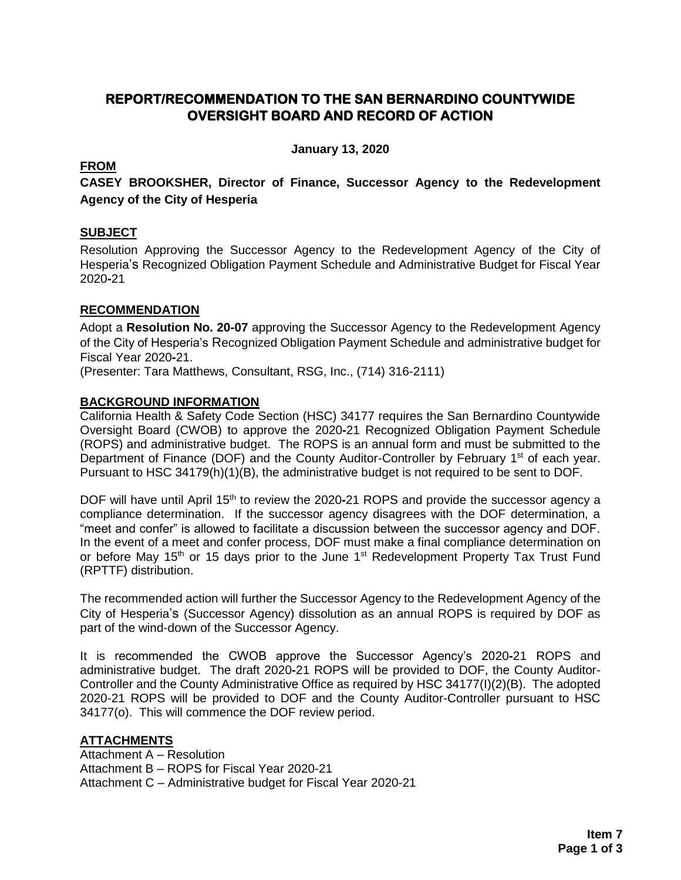# REPORT/RECOMMENDATION TO THE SAN BERNARDINO COUNTYWIDE OVERSIGHT BOARD AND RECORD OF ACTION

**January 13, 2020**

**FROM**

**CASEY BROOKSHER, Director of Finance, Successor Agency to the Redevelopment Agency of the City of Hesperia**

## SUBJECT

Resolution Approving the Successor Agency to the Redevelopment Agency of the City of Hesperia's Recognized Obligation Payment Schedule and Administrative Budget for Fiscal Year 2020-21

## RECOMMENDATION

Adopt a **Resolution No. 20-07** approving the Successor Agency to the Redevelopment Agency of the City of Hesperia's Recognized Obligation Payment Schedule and administrative budget for Fiscal Year 2020-21.

(Presenter: Tara Matthews, Consultant, RSG, Inc., (714) 316-2111)

## BACKGROUND INFORMATION

California Health & Safety Code Section (HSC) 34177 requires the San Bernardino Countywide Oversight Board (CWOB) to approve the 2020-21 Recognized Obligation Payment Schedule (ROPS) and administrative budget. The ROPS is an annual form and must be submitted to the Department of Finance (DOF) and the County Auditor-Controller by February 1st of each year. Pursuant to HSC 34179(h)(1)(B), the administrative budget is not required to be sent to DOF.

DOF will have until April 15th to review the 2020-21 ROPS and provide the successor agency a compliance determination. If the successor agency disagrees with the DOF determination, a "meet and confer" is allowed to facilitate a discussion between the successor agency and DOF. In the event of a meet and confer process, DOF must make a final compliance determination on or before May 15th or 15 days prior to the June 1st Redevelopment Property Tax Trust Fund (RPTTF) distribution.

The recommended action will further the Successor Agency to the Redevelopment Agency of the City of Hesperia's (Successor Agency) dissolution as an annual ROPS is required by DOF as part of the wind-down of the Successor Agency.

It is recommended the CWOB approve the Successor Agency's 2020-21 ROPS and administrative budget. The draft 2020-21 ROPS will be provided to DOF, the County Auditor-Controller and the County Administrative Office as required by HSC 34177(I)(2)(B). The adopted 2020-21 ROPS will be provided to DOF and the County Auditor-Controller pursuant to HSC 34177(o). This will commence the DOF review period.

## ATTACHMENTS

Attachment A – Resolution
Attachment B – ROPS for Fiscal Year 2020-21
Attachment C – Administrative budget for Fiscal Year 2020-21

**Item 7**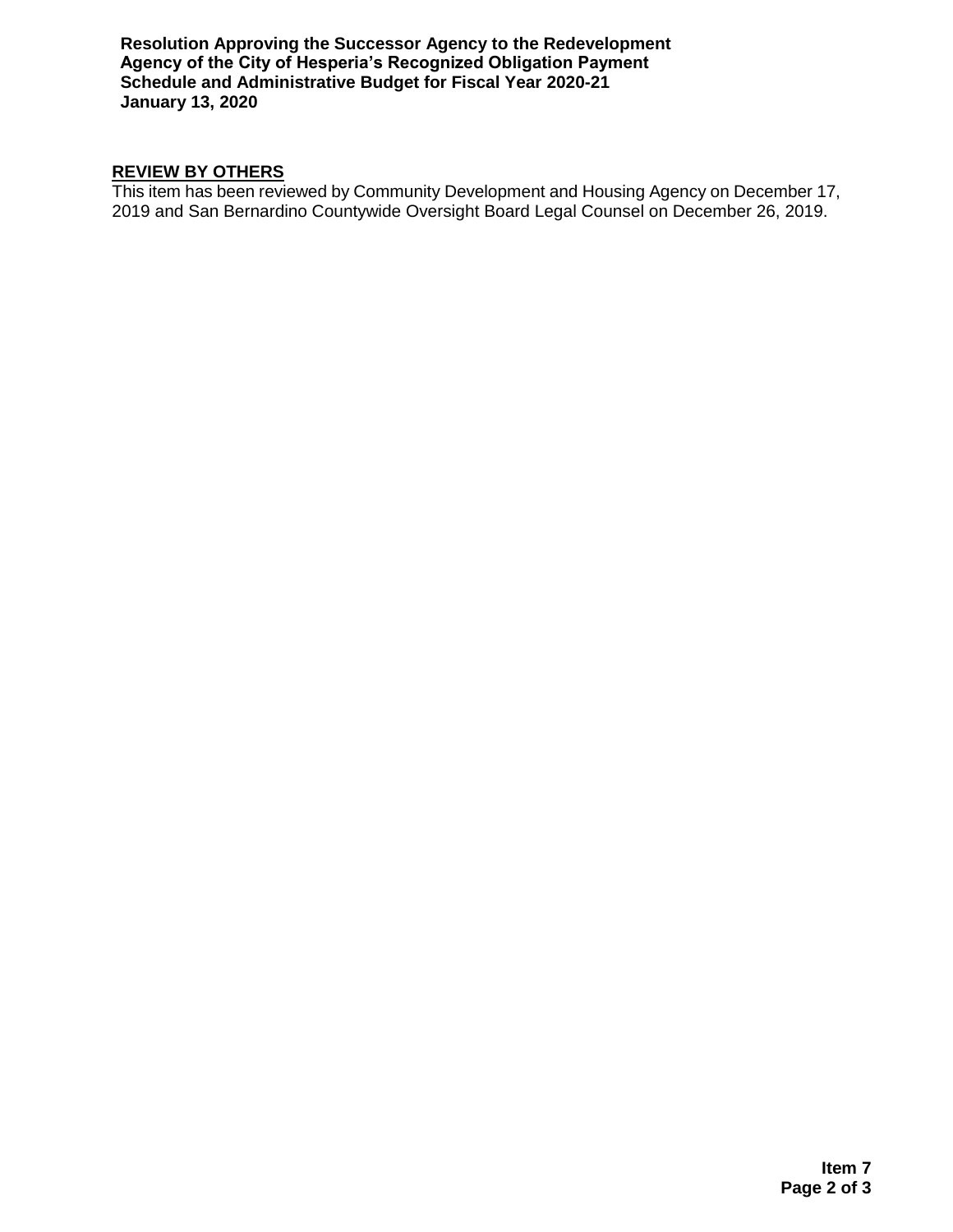## REVIEW BY OTHERS

This item has been reviewed by Community Development and Housing Agency on December 17, 2019 and San Bernardino Countywide Oversight Board Legal Counsel on December 26, 2019.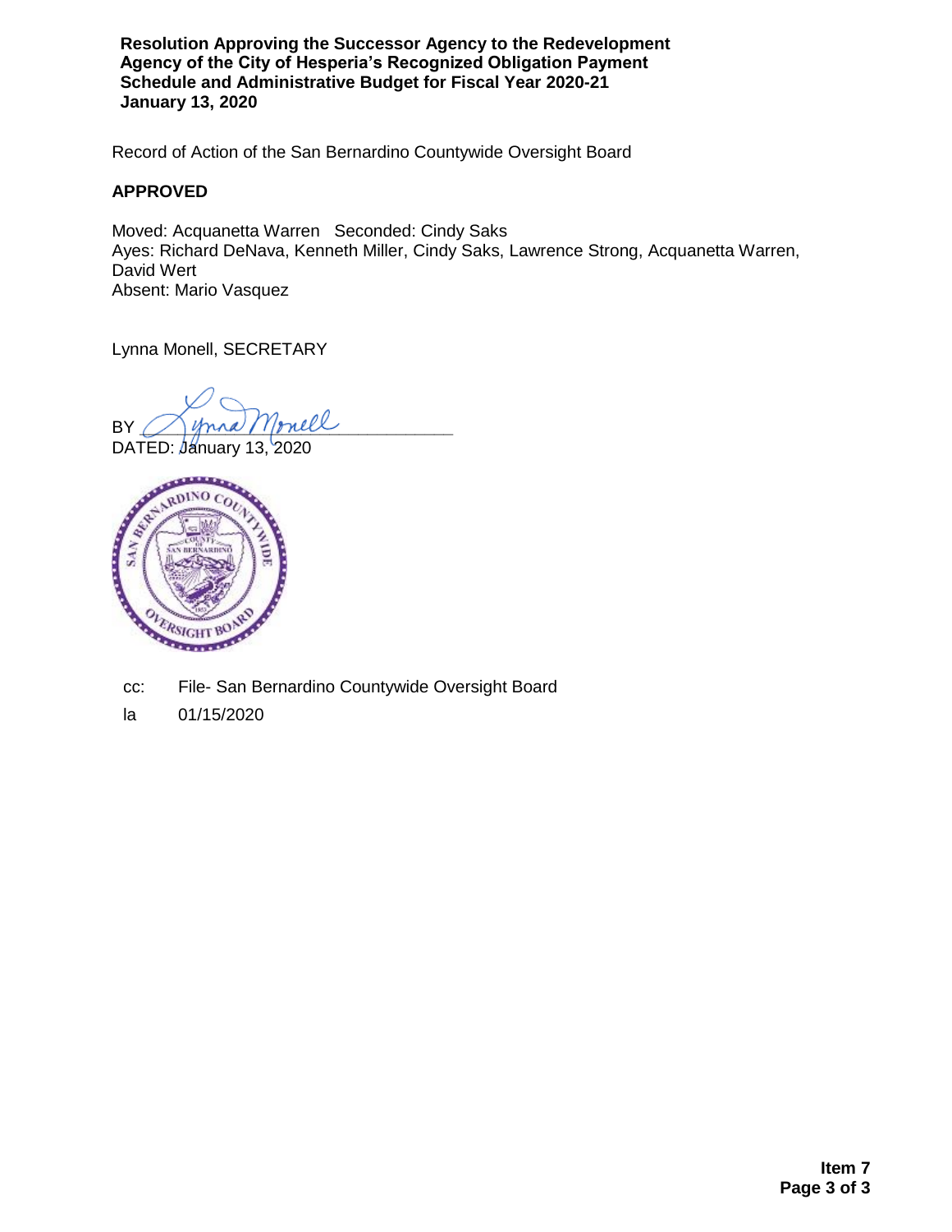**Resolution Approving the Successor Agency to the Redevelopment Agency of the City of Hesperia's Recognized Obligation Payment Schedule and Administrative Budget for Fiscal Year 2020-21**
**January 13, 2020**

Record of Action of the San Bernardino Countywide Oversight Board

**APPROVED**

Moved: Acquanetta Warren Seconded: Cindy Saks
Ayes: Richard DeNava, Kenneth Miller, Cindy Saks, Lawrence Strong, Acquanetta Warren, David Wert
Absent: Mario Vasquez

Lynna Monell, SECRETARY

BY Lynna Monell

DATED: January 13, 2020

cc: File- San Bernardino Countywide Oversight Board

la 01/15/2020

**Item 7**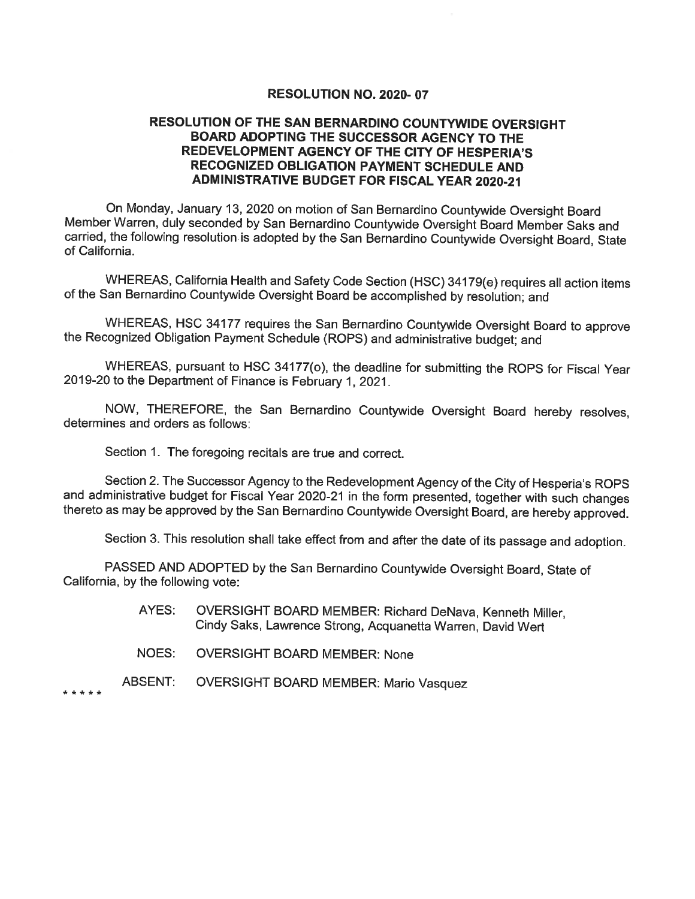**RESOLUTION NO. 2020- 07**

**RESOLUTION OF THE SAN BERNARDINO COUNTYWIDE OVERSIGHT BOARD ADOPTING THE SUCCESSOR AGENCY TO THE REDEVELOPMENT AGENCY OF THE CITY OF HESPERIA'S RECOGNIZED OBLIGATION PAYMENT SCHEDULE AND ADMINISTRATIVE BUDGET FOR FISCAL YEAR 2020-21**

On Monday, January 13, 2020 on motion of San Bernardino Countywide Oversight Board Member Warren, duly seconded by San Bernardino Countywide Oversight Board Member Saks and carried, the following resolution is adopted by the San Bernardino Countywide Oversight Board, State of California.

WHEREAS, California Health and Safety Code Section (HSC) 34179(e) requires all action items of the San Bernardino Countywide Oversight Board be accomplished by resolution; and

WHEREAS, HSC 34177 requires the San Bernardino Countywide Oversight Board to approve the Recognized Obligation Payment Schedule (ROPS) and administrative budget; and

WHEREAS, pursuant to HSC 34177(o), the deadline for submitting the ROPS for Fiscal Year 2019-20 to the Department of Finance is February 1, 2021.

NOW, THEREFORE, the San Bernardino Countywide Oversight Board hereby resolves, determines and orders as follows:

Section 1. The foregoing recitals are true and correct.

Section 2. The Successor Agency to the Redevelopment Agency of the City of Hesperia's ROPS and administrative budget for Fiscal Year 2020-21 in the form presented, together with such changes thereto as may be approved by the San Bernardino Countywide Oversight Board, are hereby approved.

Section 3. This resolution shall take effect from and after the date of its passage and adoption.

PASSED AND ADOPTED by the San Bernardino Countywide Oversight Board, State of California, by the following vote:

AYES: OVERSIGHT BOARD MEMBER: Richard DeNava, Kenneth Miller, Cindy Saks, Lawrence Strong, Acquanetta Warren, David Wert

NOES: OVERSIGHT BOARD MEMBER: None

ABSENT: OVERSIGHT BOARD MEMBER: Mario Vasquez

* * * * *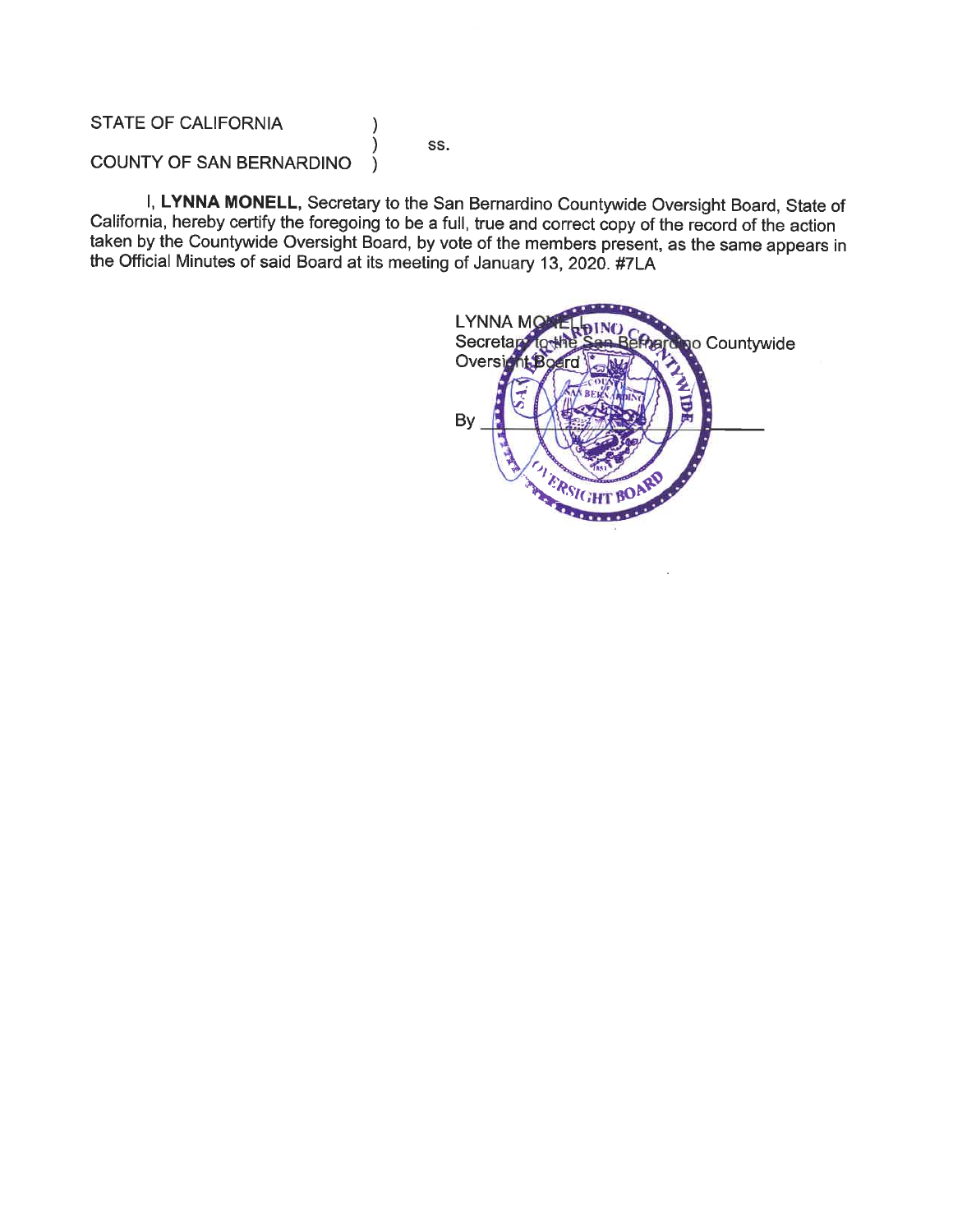STATE OF CALIFORNIA )
) ss.
COUNTY OF SAN BERNARDINO )

I, **LYNNA MONELL,** Secretary to the San Bernardino Countywide Oversight Board, State of California, hereby certify the foregoing to be a full, true and correct copy of the record of the action taken by the Countywide Oversight Board, by vote of the members present, as the same appears in the Official Minutes of said Board at its meeting of January 13, 2020. #7LA

LYNNA MONELL
Secretary to the San Bernardino Countywide Oversight Board

By ______________________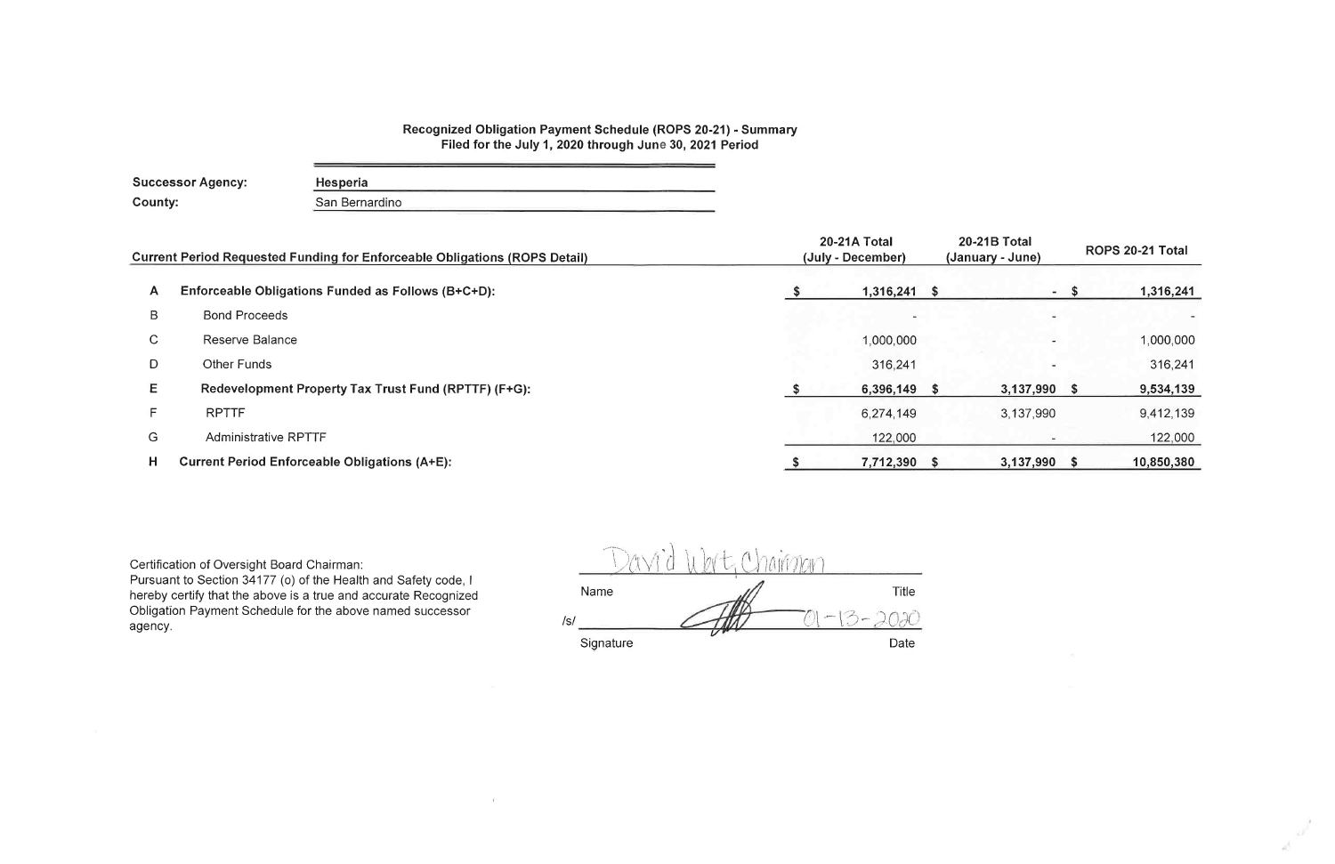**Recognized Obligation Payment Schedule (ROPS 20-21) - Summary**
**Filed for the July 1, 2020 through June 30, 2021 Period**

**Successor Agency:** Hesperia
**County:** San Bernardino

| | Current Period Requested Funding for Enforceable Obligations (ROPS Detail) | 20-21A Total (July - December) | 20-21B Total (January - June) | ROPS 20-21 Total |
|---|---|---|---|---|
| A | **Enforceable Obligations Funded as Follows (B+C+D):** | $ 1,316,241 | $ - | $ 1,316,241 |
| B | Bond Proceeds | - | - | - |
| C | Reserve Balance | 1,000,000 | - | 1,000,000 |
| D | Other Funds | 316,241 | - | 316,241 |
| E | **Redevelopment Property Tax Trust Fund (RPTTF) (F+G):** | $ 6,396,149 | $ 3,137,990 | $ 9,534,139 |
| F | RPTTF | 6,274,149 | 3,137,990 | 9,412,139 |
| G | Administrative RPTTF | 122,000 | - | 122,000 |
| H | **Current Period Enforceable Obligations (A+E):** | $ 7,712,390 | $ 3,137,990 | $ 10,850,380 |

Certification of Oversight Board Chairman:
Pursuant to Section 34177 (o) of the Health and Safety code, I hereby certify that the above is a true and accurate Recognized Obligation Payment Schedule for the above named successor agency.

| | | |
|---|---|---|
| | David Wert | Chairman |
| | Name | Title |
| /s/ | [Signature] | 01-13-2020 |
| | Signature | Date |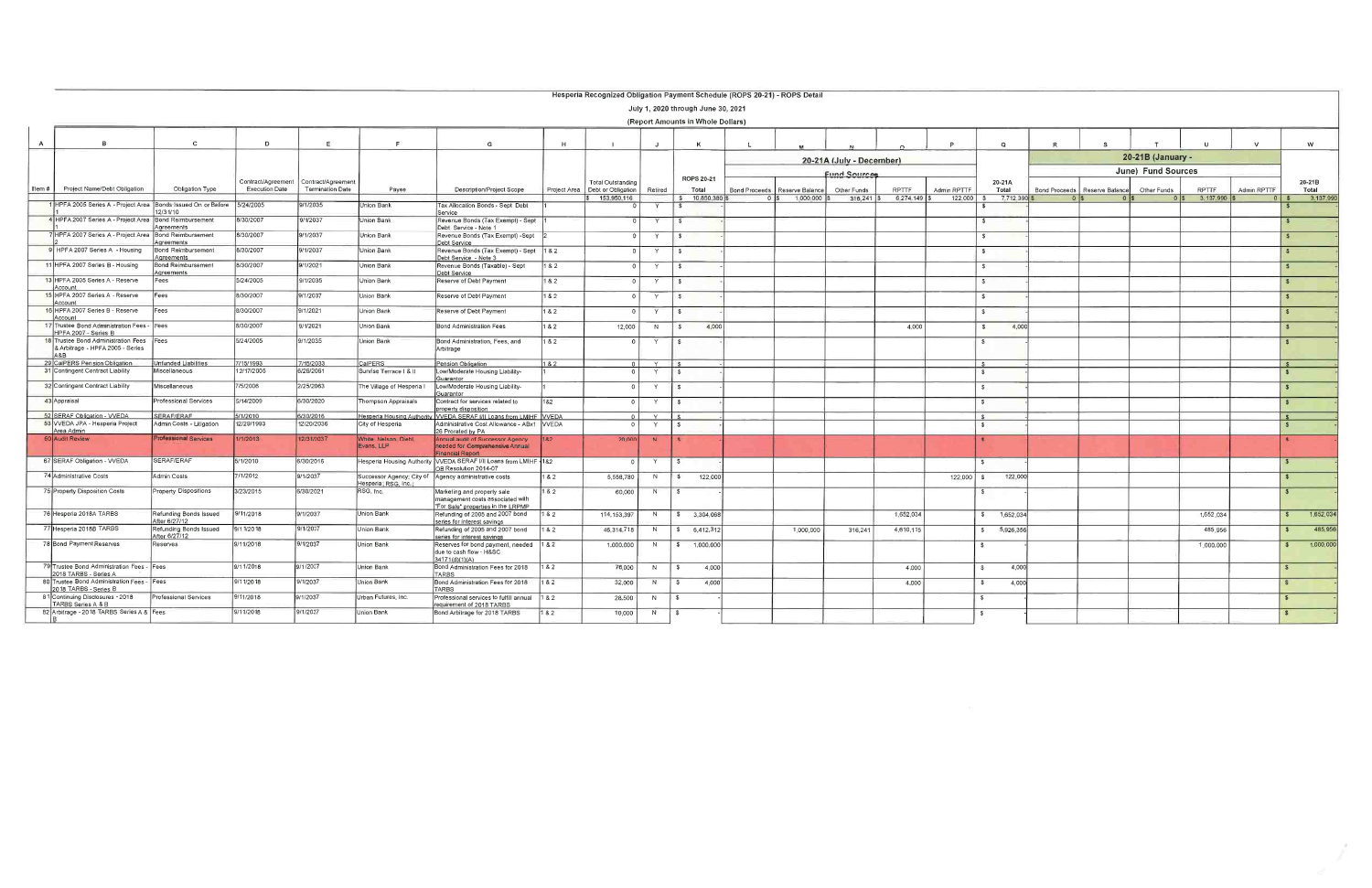# Hesperia Recognized Obligation Payment Schedule (ROPS 20-21) - ROPS Detail

## July 1, 2020 through June 30, 2021

### (Report Amounts in Whole Dollars)

| A | B | C | D | E | F | G | H | I | J | K | L | M | N | O | P | Q | R | S | T | U | V | W |
|---|---|---|---|---|---|---|---|---|---|---|---|---|---|---|---|---|---|---|---|---|---|---|
| | | | | | | | | | | | 20-21A (July - December) | | | | | | 20-21B (January - June) Fund Sources | | | | | |
| | | | | | | | | | | | Fund Sources | | | | | | | | | | | |
| Item # | Project Name/Debt Obligation | Obligation Type | Contract/Agreement Execution Date | Contract/Agreement Termination Date | Payee | Description/Project Scope | Project Area | Total Outstanding Debt or Obligation | Retired | ROPS 20-21 Total | Bond Proceeds | Reserve Balance | Other Funds | RPTTF | Admin RPTTF | 20-21A Total | Bond Proceeds | Reserve Balance | Other Funds | RPTTF | Admin RPTTF | 20-21B Total |
| | | | | | | | | $ 153,950,116 | | $ 10,850,380 | $ 0 | $ 1,000,000 | $ 316,241 | $ 6,274,149 | $ 122,000 | $ 7,712,390 | $ 0 | $ 0 | $ 0 | $ 3,137,990 | $ 0 | $ 3,137,990 |
| 1 | HPFA 2005 Series A - Project Area 1 | Bonds Issued On or Before 12/31/10 | 5/24/2005 | 9/1/2035 | Union Bank | Tax Allocation Bonds - Sept Debt Service | 1 | 0 | Y | $ - | | | | | | $ - | | | | | | $ - |
| 4 | HPFA 2007 Series A - Project Area 1 | Bond Reimbursement Agreements | 8/30/2007 | 9/1/2037 | Union Bank | Revenue Bonds (Tax Exempt) - Sept Debt Service - Note 1 | 1 | 0 | Y | $ - | | | | | | $ - | | | | | | $ - |
| 7 | HPFA 2007 Series A - Project Area 2 | Bond Reimbursement Agreements | 8/30/2007 | 9/1/2037 | Union Bank | Revenue Bonds (Tax Exempt) -Sept Debt Service | 2 | 0 | Y | $ - | | | | | | $ - | | | | | | $ - |
| 9 | HPFA 2007 Series A - Housing | Bond Reimbursement Agreements | 8/30/2007 | 9/1/2037 | Union Bank | Revenue Bonds (Tax Exempt) - Sept Debt Service - Note 3 | 1 & 2 | 0 | Y | $ - | | | | | | $ - | | | | | | $ - |
| 11 | HPFA 2007 Series B - Housing | Bond Reimbursement Agreements | 8/30/2007 | 9/1/2021 | Union Bank | Revenue Bonds (Taxable) - Sept Debt Service | 1 & 2 | 0 | Y | $ - | | | | | | $ - | | | | | | $ - |
| 13 | HPFA 2005 Series A - Reserve Account | Fees | 5/24/2005 | 9/1/2035 | Union Bank | Reserve of Debt Payment | 1 & 2 | 0 | Y | $ - | | | | | | $ - | | | | | | $ - |
| 15 | HPFA 2007 Series A - Reserve Account | Fees | 8/30/2007 | 9/1/2037 | Union Bank | Reserve of Debt Payment | 1 & 2 | 0 | Y | $ - | | | | | | $ - | | | | | | $ - |
| 16 | HPFA 2007 Series B - Reserve Account | Fees | 8/30/2007 | 9/1/2021 | Union Bank | Reserve of Debt Payment | 1 & 2 | 0 | Y | $ - | | | | | | $ - | | | | | | $ - |
| 17 | Trustee Bond Administration Fees - HPFA 2007 - Series B | Fees | 8/30/2007 | 9/1/2021 | Union Bank | Bond Administration Fees | 1 & 2 | 12,000 | N | $ 4,000 | | | | 4,000 | | $ 4,000 | | | | | | $ - |
| 18 | Trustee Bond Administration Fees & Arbitrage - HPFA 2005 - Series A&B | Fees | 5/24/2005 | 9/1/2035 | Union Bank | Bond Administration, Fees, and Arbitrage | 1 & 2 | 0 | Y | $ - | | | | | | $ - | | | | | | $ - |
| 29 | CalPERS Pension Obligation | Unfunded Liabilities | 7/15/1993 | 7/15/2033 | CalPERS | Pension Obligation | 1 & 2 | 0 | Y | $ - | | | | | | $ - | | | | | | $ - |
| 31 | Contingent Contract Liability | Miscellaneous | 12/17/2005 | 6/28/2061 | Sunrise Terrace I & II | Low/Moderate Housing Liability-Guarantor | 1 | 0 | Y | $ - | | | | | | $ - | | | | | | $ - |
| 32 | Contingent Contract Liability | Miscellaneous | 7/5/2006 | 2/25/2063 | The Village of Hesperia I | Low/Moderate Housing Liability-Guarantor | 1 | 0 | Y | $ - | | | | | | $ - | | | | | | $ - |
| 43 | Appraisal | Professional Services | 5/14/2009 | 6/30/2020 | Thompson Appraisals | Contract for services related to property disposition | 1&2 | 0 | Y | $ - | | | | | | $ - | | | | | | $ - |
| 52 | SERAF Obligation - VVEDA | SERAF/ERAF | 5/1/2010 | 6/30/2016 | Hesperia Housing Authority | VVEDA SERAF I/II Loans from LMIHF | VVEDA | 0 | Y | $ - | | | | | | $ - | | | | | | $ - |
| 53 | VVEDA JPA - Hesperia Project Area Admin | Admin Costs - Litigation | 12/29/1993 | 12/20/2036 | City of Hesperia | Administrative Cost Allowance - ABx1 26 Prorated by PA | VVEDA | 0 | Y | $ - | | | | | | $ - | | | | | | $ - |
| 60 | Audit Review | Professional Services | 1/1/2013 | 12/31/2037 | White, Nelson, Diehl, Evans, LLP | Annual audit of Successor Agency needed for Comprehensive Annual Financial Report | 1&2 | 20,000 | N | $ - | | | | | | $ - | | | | | | $ - |
| 67 | SERAF Obligation - VVEDA | SERAF/ERAF | 5/1/2010 | 6/30/2015 | Hesperia Housing Authority | VVEDA SERAF I/II Loans from LMIHF - OB Resolution 2014-07 | 1&2 | 0 | Y | $ - | | | | | | $ - | | | | | | $ - |
| 74 | Administrative Costs | Admin Costs | 7/1/2012 | 9/1/2037 | Successor Agency; City of Hesperia; RSG, Inc.; | Agency administrative costs | 1 & 2 | 5,558,780 | N | $ 122,000 | | | | | 122,000 | $ 122,000 | | | | | | $ - |
| 75 | Property Disposition Costs | Property Dispositions | 3/23/2015 | 6/30/2021 | RSG, Inc. | Marketing and property sale management costs associated with "For Sale" properties in the LRPMP | 1 & 2 | 60,000 | N | $ - | | | | | | $ - | | | | | | $ - |
| 76 | Hesperia 2018A TARBS | Refunding Bonds Issued After 6/27/12 | 9/11/2018 | 9/1/2037 | Union Bank | Refunding of 2005 and 2007 bond series for interest savings | 1 & 2 | 114,153,397 | N | $ 3,304,068 | | | | 1,652,034 | | $ 1,652,034 | | | | 1,652,034 | | $ 1,652,034 |
| 77 | Hesperia 2018B TARBS | Refunding Bonds Issued After 6/27/12 | 9/11/2018 | 9/1/2037 | Union Bank | Refunding of 2005 and 2007 bond series for interest savings | 1 & 2 | 46,314,718 | N | $ 6,412,312 | | 1,000,000 | 316,241 | 4,610,115 | | $ 5,926,356 | | | | 485,956 | | $ 485,956 |
| 78 | Bond Payment Reserves | Reserves | 9/11/2018 | 9/1/2037 | Union Bank | Reserves for bond payment, needed due to cash flow - H&SC 34171(d)(1)(A) | 1 & 2 | 1,000,000 | N | $ 1,000,000 | | | | | | $ - | | | | 1,000,000 | | $ 1,000,000 |
| 79 | Trustee Bond Administration Fees - 2018 TARBS - Series A | Fees | 9/11/2018 | 9/1/2037 | Union Bank | Bond Administration Fees for 2018 TARBS | 1 & 2 | 76,000 | N | $ 4,000 | | | | 4,000 | | $ 4,000 | | | | | | $ - |
| 80 | Trustee Bond Administration Fees - 2018 TARBS - Series B | Fees | 9/11/2018 | 9/1/2037 | Union Bank | Bond Administration Fees for 2018 TARBS | 1 & 2 | 32,000 | N | $ 4,000 | | | | 4,000 | | $ 4,000 | | | | | | $ - |
| 81 | Continuing Disclosures - 2018 TARBS Series A & B | Professional Services | 9/11/2018 | 9/1/2037 | Urban Futures, Inc. | Professional services to fulfill annual requirement of 2018 TARBS | 1 & 2 | 28,500 | N | $ - | | | | | | $ - | | | | | | $ - |
| 82 | Arbitrage - 2018 TARBS Series A & B | Fees | 9/11/2018 | 9/1/2037 | Union Bank | Bond Arbitrage for 2018 TARBS | 1 & 2 | 10,000 | N | $ - | | | | | | $ - | | | | | | $ - |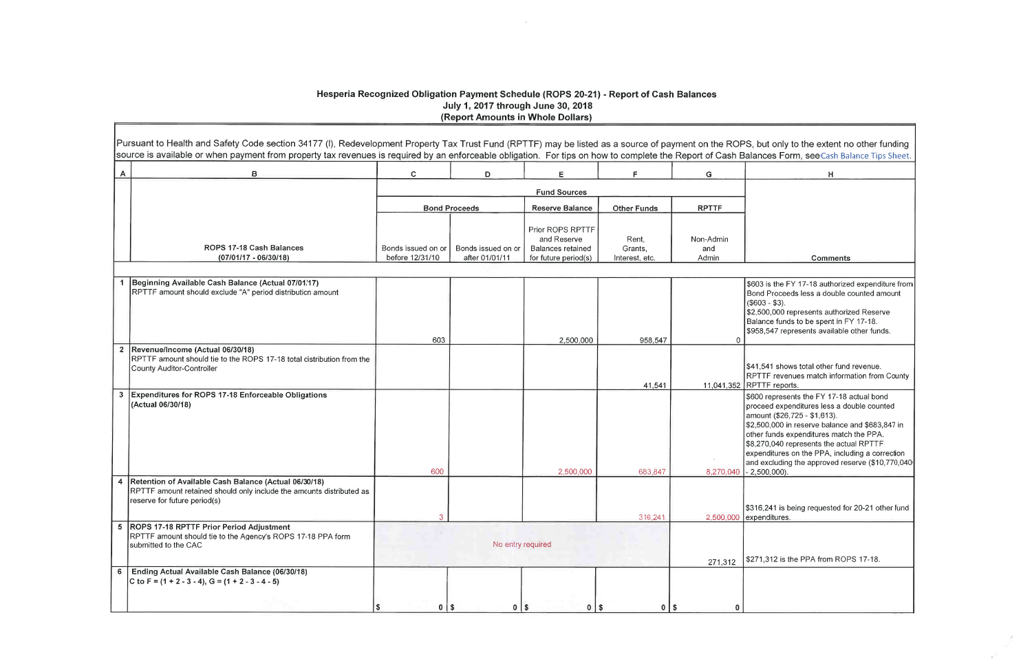## Hesperia Recognized Obligation Payment Schedule (ROPS 20-21) - Report of Cash Balances
### July 1, 2017 through June 30, 2018
### (Report Amounts in Whole Dollars)

Pursuant to Health and Safety Code section 34177 (l), Redevelopment Property Tax Trust Fund (RPTTF) may be listed as a source of payment on the ROPS, but only to the extent no other funding source is available or when payment from property tax revenues is required by an enforceable obligation. For tips on how to complete the Report of Cash Balances Form, see Cash Balance Tips Sheet.

| A | B | C | D | E | F | G | H |
|---|---|---|---|---|---|---|---|
| | | Fund Sources | | | | | |
| | | Bond Proceeds | | Reserve Balance | Other Funds | RPTTF | |
| | ROPS 17-18 Cash Balances (07/01/17 - 06/30/18) | Bonds issued on or before 12/31/10 | Bonds issued on or after 01/01/11 | Prior ROPS RPTTF and Reserve Balances retained for future period(s) | Rent, Grants, Interest, etc. | Non-Admin and Admin | Comments |
| 1 | **Beginning Available Cash Balance (Actual 07/01/17)**<br>RPTTF amount should exclude "A" period distribution amount | 603 | | 2,500,000 | 958,547 | 0 | $603 is the FY 17-18 authorized expenditure from Bond Proceeds less a double counted amount ($603 - $3).<br>$2,500,000 represents authorized Reserve Balance funds to be spent in FY 17-18.<br>$958,547 represents available other funds. |
| 2 | **Revenue/Income (Actual 06/30/18)**<br>RPTTF amount should tie to the ROPS 17-18 total distribution from the County Auditor-Controller | | | | 41,541 | 11,041,352 | $41,541 shows total other fund revenue.<br>RPTTF revenues match information from County RPTTF reports. |
| 3 | **Expenditures for ROPS 17-18 Enforceable Obligations (Actual 06/30/18)** | 600 | | 2,500,000 | 683,847 | 8,270,040 | $600 represents the FY 17-18 actual bond proceed expenditures less a double counted amount ($26,725 - $1,613).<br>$2,500,000 in reserve balance and $683,847 in other funds expenditures match the PPA.<br>$8,270,040 represents the actual RPTTF expenditures on the PPA, including a correction and excluding the approved reserve ($10,770,040 - 2,500,000). |
| 4 | **Retention of Available Cash Balance (Actual 06/30/18)**<br>RPTTF amount retained should only include the amounts distributed as reserve for future period(s) | 3 | | | 316,241 | 2,500,000 | $316,241 is being requested for 20-21 other fund expenditures. |
| 5 | **ROPS 17-18 RPTTF Prior Period Adjustment**<br>RPTTF amount should tie to the Agency's ROPS 17-18 PPA form submitted to the CAC | No entry required | | | | 271,312 | $271,312 is the PPA from ROPS 17-18. |
| 6 | **Ending Actual Available Cash Balance (06/30/18)**<br>C to F = (1 + 2 - 3 - 4), G = (1 + 2 - 3 - 4 - 5) | $ 0 | $ 0 | $ 0 | $ 0 | $ 0 | |